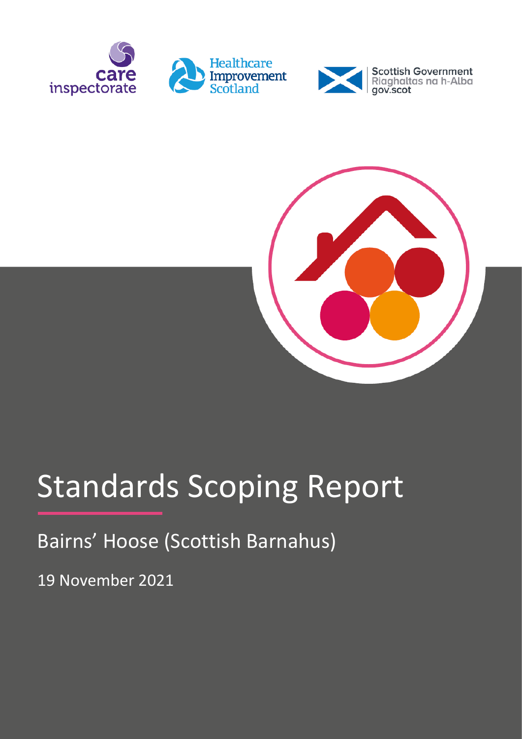care inspectorate

Healthcare Improvement Scotland

Scottish Government
Riaghaltas na h-Alba
gov.scot

# Standards Scoping Report

## Bairns' Hoose (Scottish Barnahus)

19 November 2021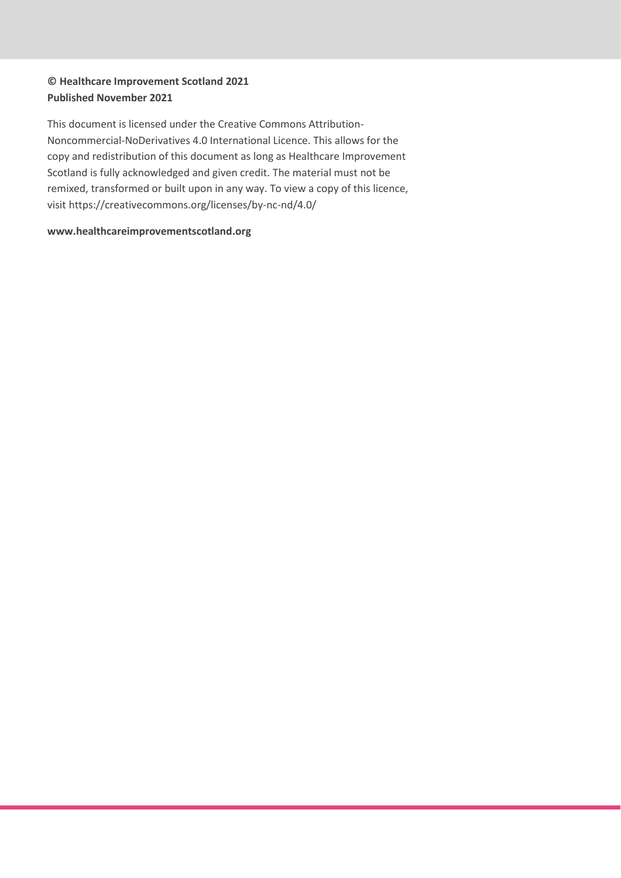**© Healthcare Improvement Scotland 2021**
**Published November 2021**

This document is licensed under the Creative Commons Attribution-Noncommercial-NoDerivatives 4.0 International Licence. This allows for the copy and redistribution of this document as long as Healthcare Improvement Scotland is fully acknowledged and given credit. The material must not be remixed, transformed or built upon in any way. To view a copy of this licence, visit https://creativecommons.org/licenses/by-nc-nd/4.0/

**www.healthcareimprovementscotland.org**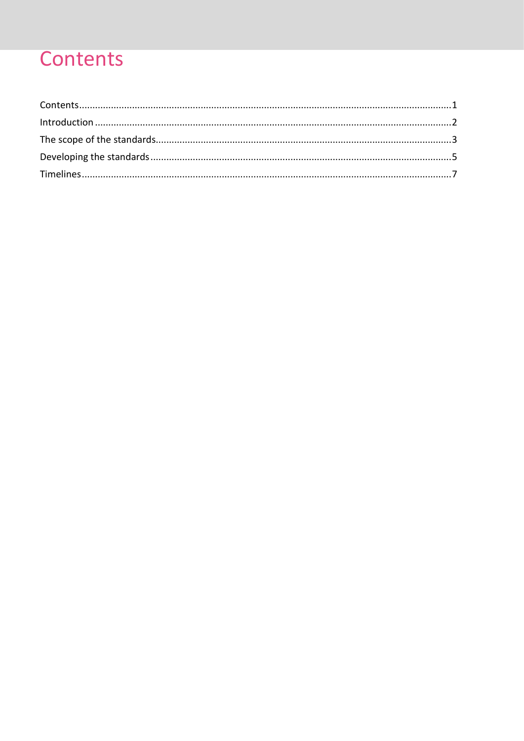# Contents

Contents....................................................................................................................................1
Introduction ...............................................................................................................................2
The scope of the standards.......................................................................................................3
Developing the standards ..........................................................................................................5
Timelines....................................................................................................................................7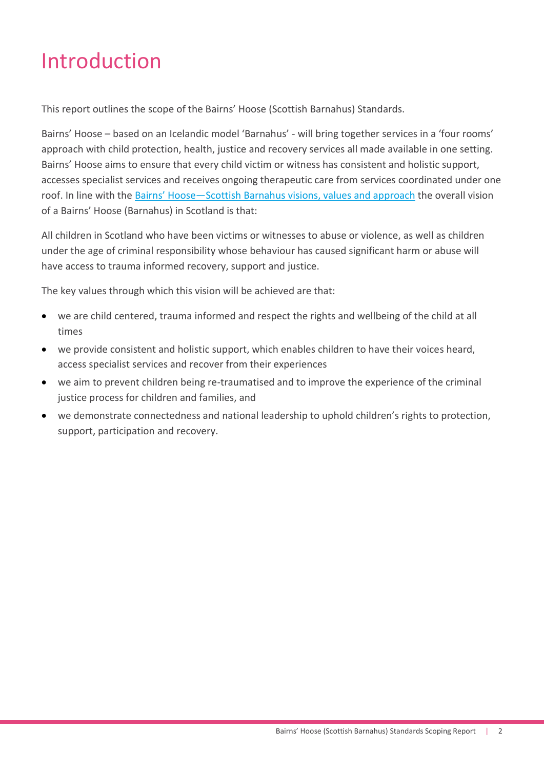# Introduction

This report outlines the scope of the Bairns' Hoose (Scottish Barnahus) Standards.

Bairns' Hoose – based on an Icelandic model 'Barnahus' - will bring together services in a 'four rooms' approach with child protection, health, justice and recovery services all made available in one setting. Bairns' Hoose aims to ensure that every child victim or witness has consistent and holistic support, accesses specialist services and receives ongoing therapeutic care from services coordinated under one roof. In line with the [Bairns' Hoose—Scottish Barnahus visions, values and approach](#) the overall vision of a Bairns' Hoose (Barnahus) in Scotland is that:

All children in Scotland who have been victims or witnesses to abuse or violence, as well as children under the age of criminal responsibility whose behaviour has caused significant harm or abuse will have access to trauma informed recovery, support and justice.

The key values through which this vision will be achieved are that:

- we are child centered, trauma informed and respect the rights and wellbeing of the child at all times
- we provide consistent and holistic support, which enables children to have their voices heard, access specialist services and recover from their experiences
- we aim to prevent children being re-traumatised and to improve the experience of the criminal justice process for children and families, and
- we demonstrate connectedness and national leadership to uphold children's rights to protection, support, participation and recovery.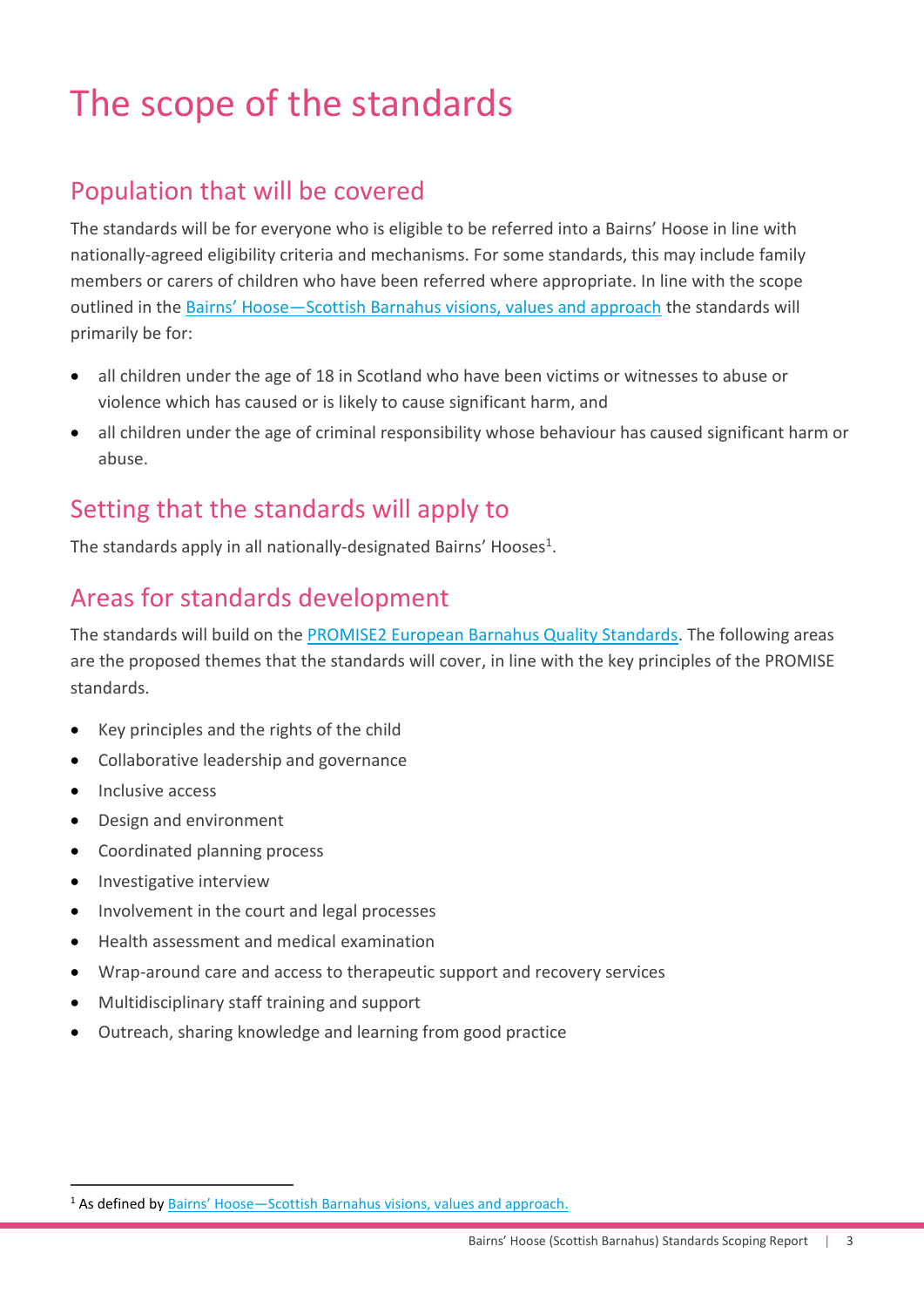# The scope of the standards

## Population that will be covered

The standards will be for everyone who is eligible to be referred into a Bairns' Hoose in line with nationally-agreed eligibility criteria and mechanisms. For some standards, this may include family members or carers of children who have been referred where appropriate. In line with the scope outlined in the Bairns' Hoose—Scottish Barnahus visions, values and approach the standards will primarily be for:

- all children under the age of 18 in Scotland who have been victims or witnesses to abuse or violence which has caused or is likely to cause significant harm, and
- all children under the age of criminal responsibility whose behaviour has caused significant harm or abuse.

## Setting that the standards will apply to

The standards apply in all nationally-designated Bairns' Hooses[1].

## Areas for standards development

The standards will build on the PROMISE2 European Barnahus Quality Standards. The following areas are the proposed themes that the standards will cover, in line with the key principles of the PROMISE standards.

- Key principles and the rights of the child
- Collaborative leadership and governance
- Inclusive access
- Design and environment
- Coordinated planning process
- Investigative interview
- Involvement in the court and legal processes
- Health assessment and medical examination
- Wrap-around care and access to therapeutic support and recovery services
- Multidisciplinary staff training and support
- Outreach, sharing knowledge and learning from good practice

[1] As defined by Bairns' Hoose—Scottish Barnahus visions, values and approach.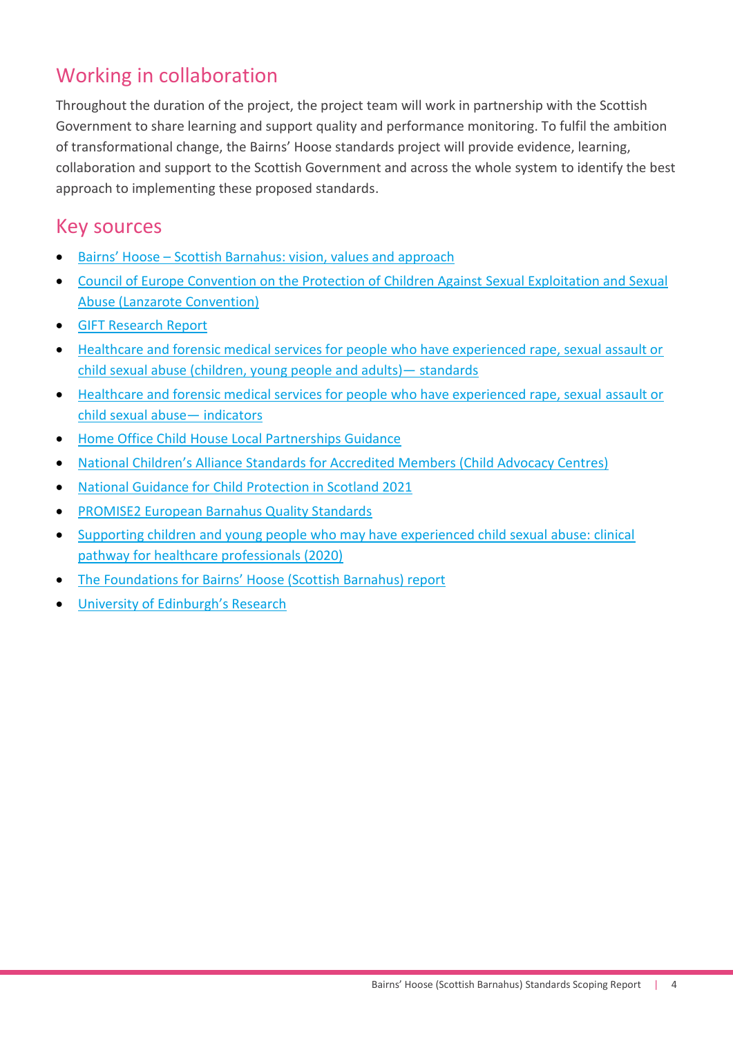## Working in collaboration

Throughout the duration of the project, the project team will work in partnership with the Scottish Government to share learning and support quality and performance monitoring. To fulfil the ambition of transformational change, the Bairns' Hoose standards project will provide evidence, learning, collaboration and support to the Scottish Government and across the whole system to identify the best approach to implementing these proposed standards.

## Key sources

- Bairns' Hoose – Scottish Barnahus: vision, values and approach
- Council of Europe Convention on the Protection of Children Against Sexual Exploitation and Sexual Abuse (Lanzarote Convention)
- GIFT Research Report
- Healthcare and forensic medical services for people who have experienced rape, sexual assault or child sexual abuse (children, young people and adults)— standards
- Healthcare and forensic medical services for people who have experienced rape, sexual assault or child sexual abuse— indicators
- Home Office Child House Local Partnerships Guidance
- National Children's Alliance Standards for Accredited Members (Child Advocacy Centres)
- National Guidance for Child Protection in Scotland 2021
- PROMISE2 European Barnahus Quality Standards
- Supporting children and young people who may have experienced child sexual abuse: clinical pathway for healthcare professionals (2020)
- The Foundations for Bairns' Hoose (Scottish Barnahus) report
- University of Edinburgh's Research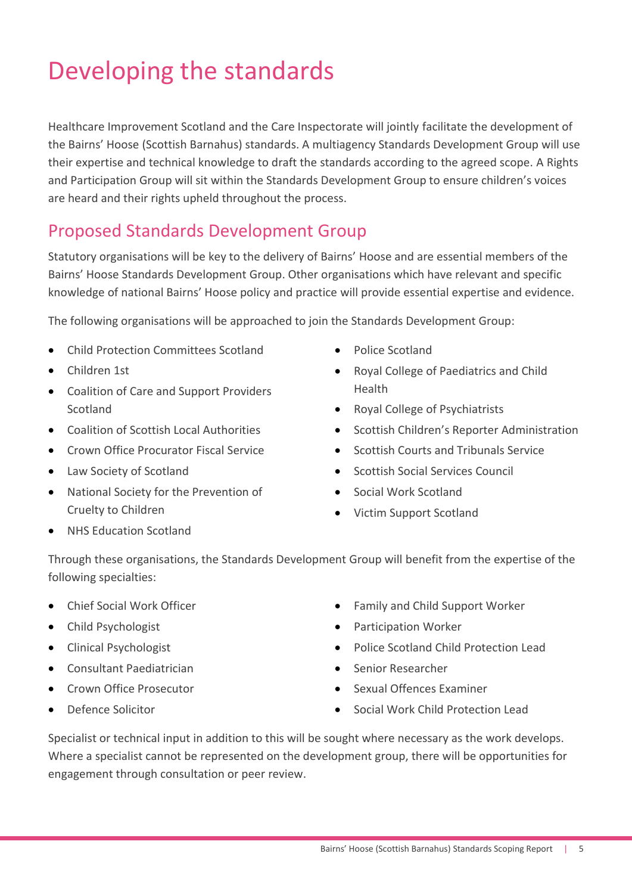# Developing the standards

Healthcare Improvement Scotland and the Care Inspectorate will jointly facilitate the development of the Bairns' Hoose (Scottish Barnahus) standards. A multiagency Standards Development Group will use their expertise and technical knowledge to draft the standards according to the agreed scope. A Rights and Participation Group will sit within the Standards Development Group to ensure children's voices are heard and their rights upheld throughout the process.

## Proposed Standards Development Group

Statutory organisations will be key to the delivery of Bairns' Hoose and are essential members of the Bairns' Hoose Standards Development Group. Other organisations which have relevant and specific knowledge of national Bairns' Hoose policy and practice will provide essential expertise and evidence.

The following organisations will be approached to join the Standards Development Group:

- Child Protection Committees Scotland
- Children 1st
- Coalition of Care and Support Providers Scotland
- Coalition of Scottish Local Authorities
- Crown Office Procurator Fiscal Service
- Law Society of Scotland
- National Society for the Prevention of Cruelty to Children
- NHS Education Scotland
- Police Scotland
- Royal College of Paediatrics and Child Health
- Royal College of Psychiatrists
- Scottish Children's Reporter Administration
- Scottish Courts and Tribunals Service
- Scottish Social Services Council
- Social Work Scotland
- Victim Support Scotland

Through these organisations, the Standards Development Group will benefit from the expertise of the following specialties:

- Chief Social Work Officer
- Child Psychologist
- Clinical Psychologist
- Consultant Paediatrician
- Crown Office Prosecutor
- Defence Solicitor
- Family and Child Support Worker
- Participation Worker
- Police Scotland Child Protection Lead
- Senior Researcher
- Sexual Offences Examiner
- Social Work Child Protection Lead

Specialist or technical input in addition to this will be sought where necessary as the work develops. Where a specialist cannot be represented on the development group, there will be opportunities for engagement through consultation or peer review.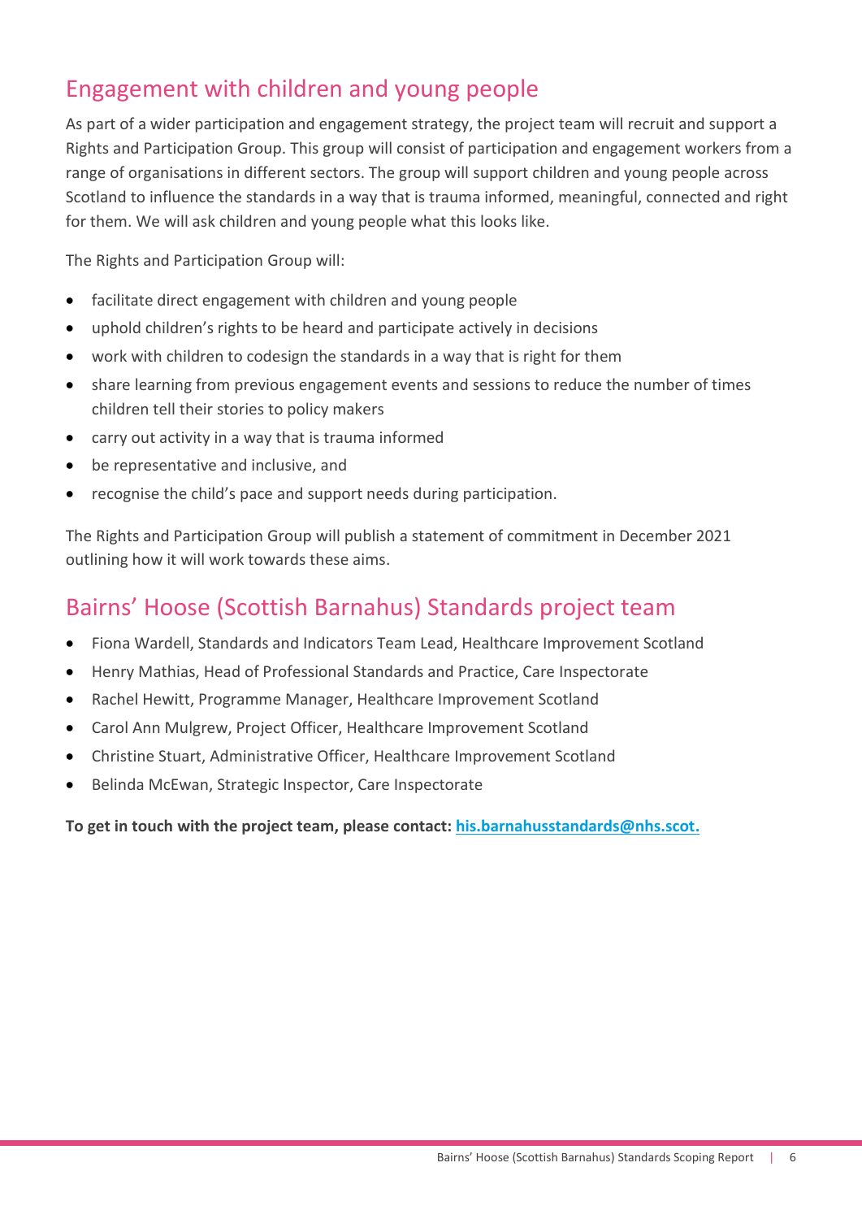## Engagement with children and young people

As part of a wider participation and engagement strategy, the project team will recruit and support a Rights and Participation Group. This group will consist of participation and engagement workers from a range of organisations in different sectors. The group will support children and young people across Scotland to influence the standards in a way that is trauma informed, meaningful, connected and right for them. We will ask children and young people what this looks like.

The Rights and Participation Group will:

- facilitate direct engagement with children and young people
- uphold children's rights to be heard and participate actively in decisions
- work with children to codesign the standards in a way that is right for them
- share learning from previous engagement events and sessions to reduce the number of times children tell their stories to policy makers
- carry out activity in a way that is trauma informed
- be representative and inclusive, and
- recognise the child's pace and support needs during participation.

The Rights and Participation Group will publish a statement of commitment in December 2021 outlining how it will work towards these aims.

## Bairns' Hoose (Scottish Barnahus) Standards project team

- Fiona Wardell, Standards and Indicators Team Lead, Healthcare Improvement Scotland
- Henry Mathias, Head of Professional Standards and Practice, Care Inspectorate
- Rachel Hewitt, Programme Manager, Healthcare Improvement Scotland
- Carol Ann Mulgrew, Project Officer, Healthcare Improvement Scotland
- Christine Stuart, Administrative Officer, Healthcare Improvement Scotland
- Belinda McEwan, Strategic Inspector, Care Inspectorate

**To get in touch with the project team, please contact: his.barnahusstandards@nhs.scot.**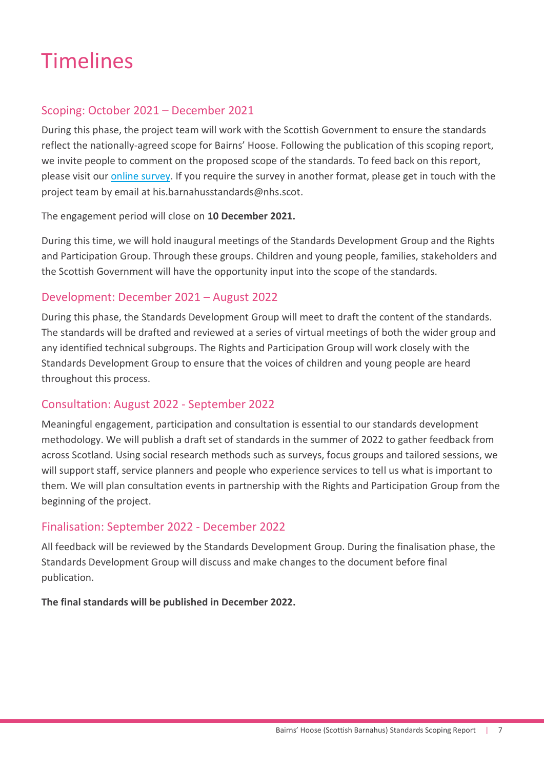# Timelines

## Scoping: October 2021 – December 2021

During this phase, the project team will work with the Scottish Government to ensure the standards reflect the nationally-agreed scope for Bairns' Hoose. Following the publication of this scoping report, we invite people to comment on the proposed scope of the standards. To feed back on this report, please visit our online survey. If you require the survey in another format, please get in touch with the project team by email at his.barnahusstandards@nhs.scot.

The engagement period will close on **10 December 2021.**

During this time, we will hold inaugural meetings of the Standards Development Group and the Rights and Participation Group. Through these groups. Children and young people, families, stakeholders and the Scottish Government will have the opportunity input into the scope of the standards.

## Development: December 2021 – August 2022

During this phase, the Standards Development Group will meet to draft the content of the standards. The standards will be drafted and reviewed at a series of virtual meetings of both the wider group and any identified technical subgroups. The Rights and Participation Group will work closely with the Standards Development Group to ensure that the voices of children and young people are heard throughout this process.

## Consultation: August 2022 - September 2022

Meaningful engagement, participation and consultation is essential to our standards development methodology. We will publish a draft set of standards in the summer of 2022 to gather feedback from across Scotland. Using social research methods such as surveys, focus groups and tailored sessions, we will support staff, service planners and people who experience services to tell us what is important to them. We will plan consultation events in partnership with the Rights and Participation Group from the beginning of the project.

## Finalisation: September 2022 - December 2022

All feedback will be reviewed by the Standards Development Group. During the finalisation phase, the Standards Development Group will discuss and make changes to the document before final publication.

**The final standards will be published in December 2022.**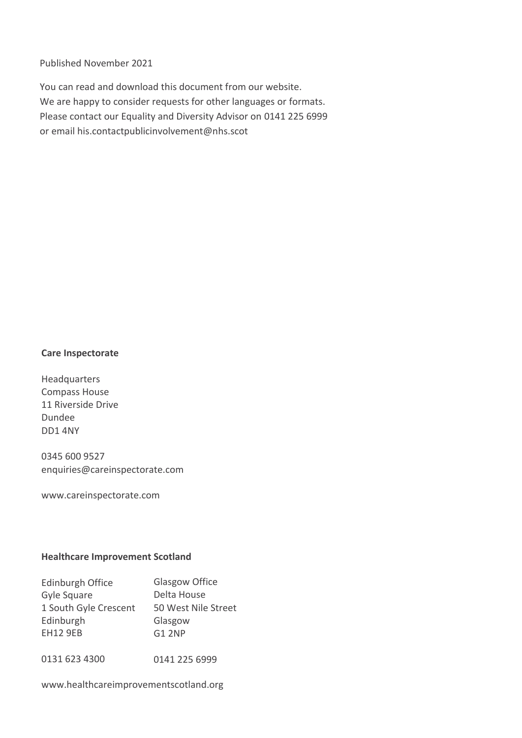Published November 2021

You can read and download this document from our website.
We are happy to consider requests for other languages or formats.
Please contact our Equality and Diversity Advisor on 0141 225 6999
or email his.contactpublicinvolvement@nhs.scot

**Care Inspectorate**

Headquarters
Compass House
11 Riverside Drive
Dundee
DD1 4NY

0345 600 9527
enquiries@careinspectorate.com

www.careinspectorate.com

**Healthcare Improvement Scotland**

Edinburgh Office
Gyle Square
1 South Gyle Crescent
Edinburgh
EH12 9EB

0131 623 4300

Glasgow Office
Delta House
50 West Nile Street
Glasgow
G1 2NP

0141 225 6999

www.healthcareimprovementscotland.org